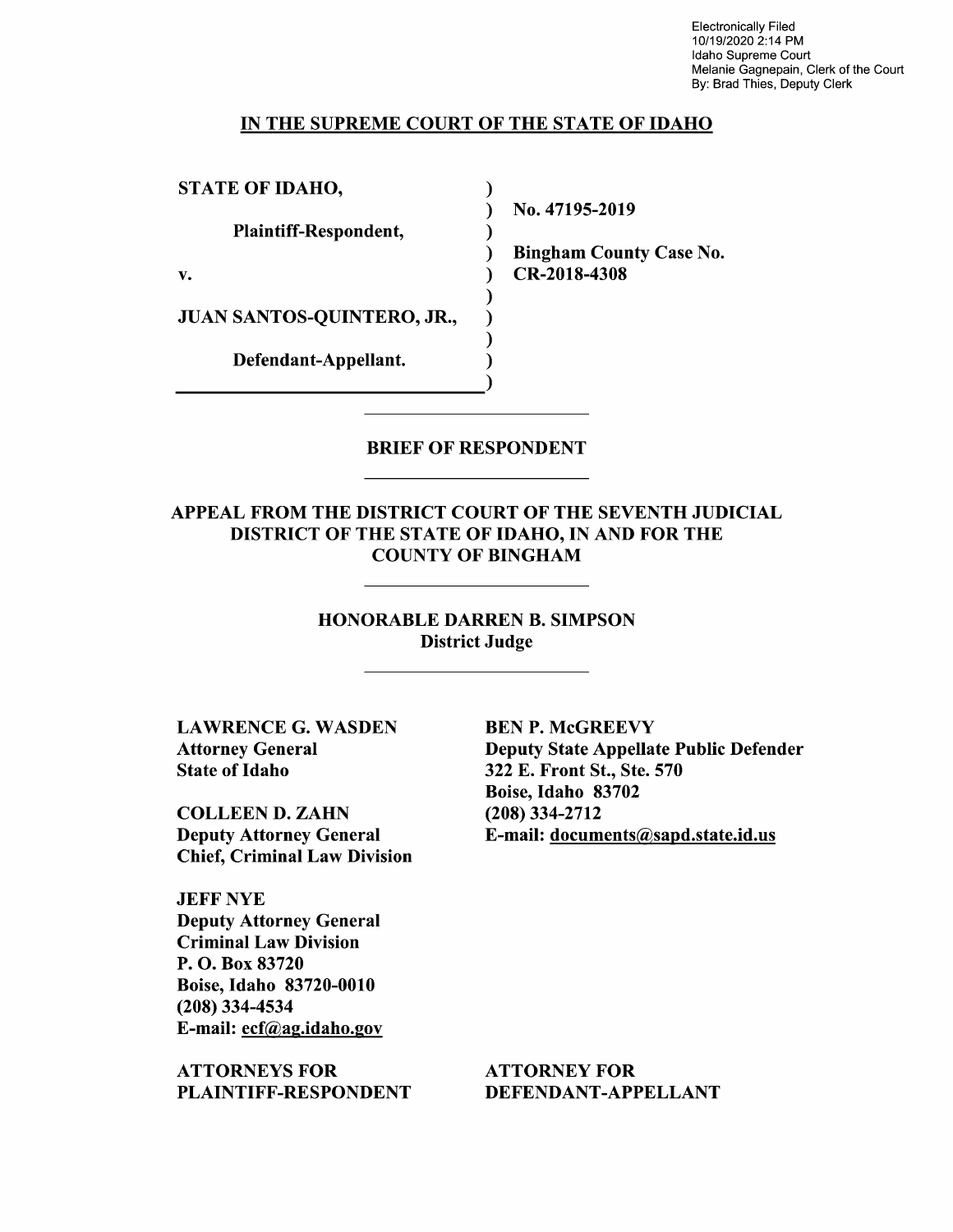Electronically Filed
10/19/2020 2:14 PM
Idaho Supreme Court
Melanie Gagnepain, Clerk of the Court
By: Brad Thies, Deputy Clerk

# IN THE SUPREME COURT OF THE STATE OF IDAHO

| | |
|---|---|
| **STATE OF IDAHO,** | **No. 47195-2019** |
| **Plaintiff-Respondent,** | |
| **v.** | **Bingham County Case No. CR-2018-4308** |
| **JUAN SANTOS-QUINTERO, JR.,** | |
| **Defendant-Appellant.** | |

## BRIEF OF RESPONDENT

### APPEAL FROM THE DISTRICT COURT OF THE SEVENTH JUDICIAL DISTRICT OF THE STATE OF IDAHO, IN AND FOR THE COUNTY OF BINGHAM

**HONORABLE DARREN B. SIMPSON**
**District Judge**

**LAWRENCE G. WASDEN**
**Attorney General**
**State of Idaho**

**COLLEEN D. ZAHN**
**Deputy Attorney General**
**Chief, Criminal Law Division**

**JEFF NYE**
**Deputy Attorney General**
**Criminal Law Division**
**P. O. Box 83720**
**Boise, Idaho 83720-0010**
**(208) 334-4534**
**E-mail: ecf@ag.idaho.gov**

**ATTORNEYS FOR PLAINTIFF-RESPONDENT**

**BEN P. McGREEVY**
**Deputy State Appellate Public Defender**
**322 E. Front St., Ste. 570**
**Boise, Idaho 83702**
**(208) 334-2712**
**E-mail: documents@sapd.state.id.us**

**ATTORNEY FOR DEFENDANT-APPELLANT**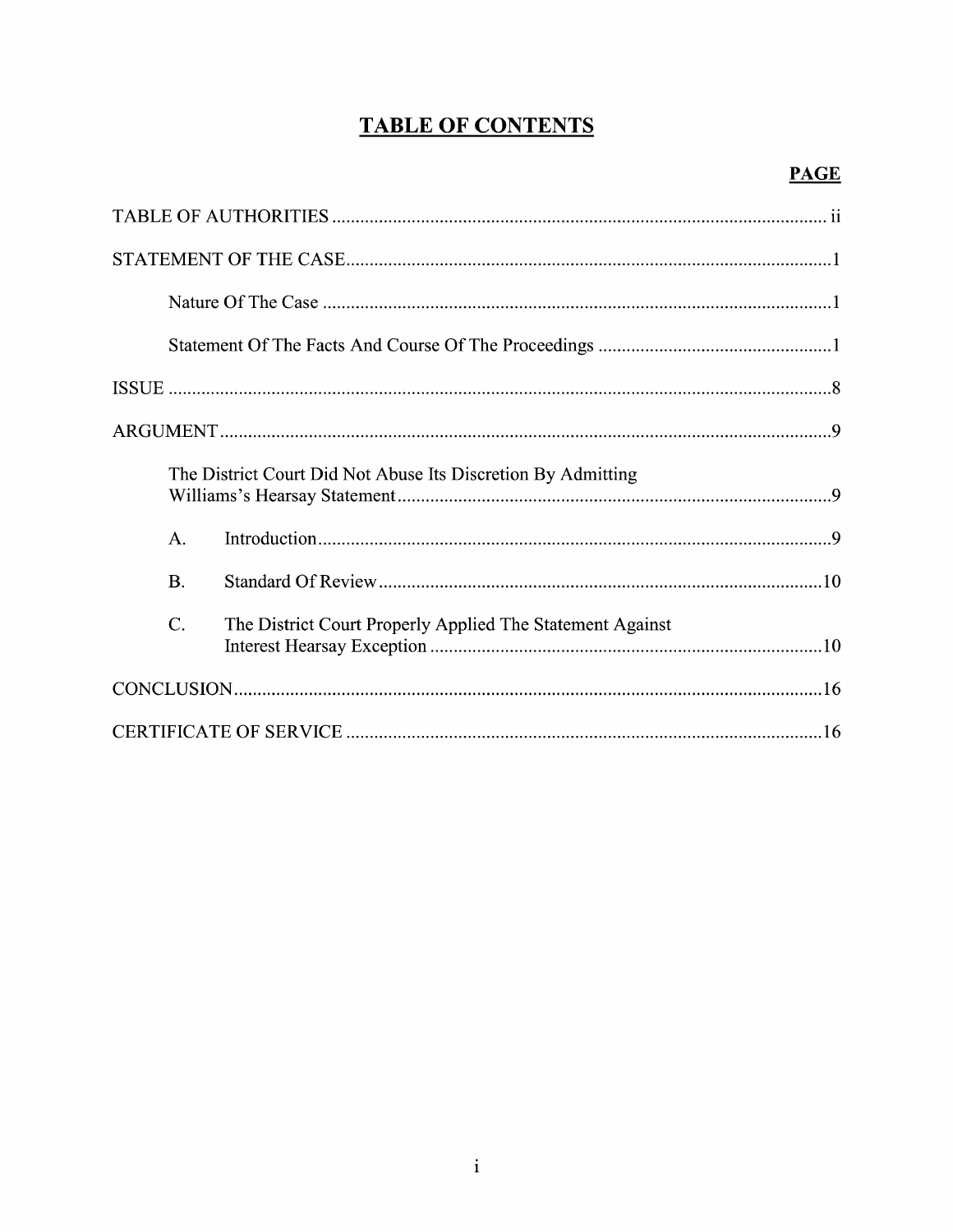# TABLE OF CONTENTS

| | PAGE |
|---|---|
| TABLE OF AUTHORITIES | ii |
| STATEMENT OF THE CASE | 1 |
| Nature Of The Case | 1 |
| Statement Of The Facts And Course Of The Proceedings | 1 |
| ISSUE | 8 |
| ARGUMENT | 9 |
| The District Court Did Not Abuse Its Discretion By Admitting Williams's Hearsay Statement | 9 |
| A. Introduction | 9 |
| B. Standard Of Review | 10 |
| C. The District Court Properly Applied The Statement Against Interest Hearsay Exception | 10 |
| CONCLUSION | 16 |
| CERTIFICATE OF SERVICE | 16 |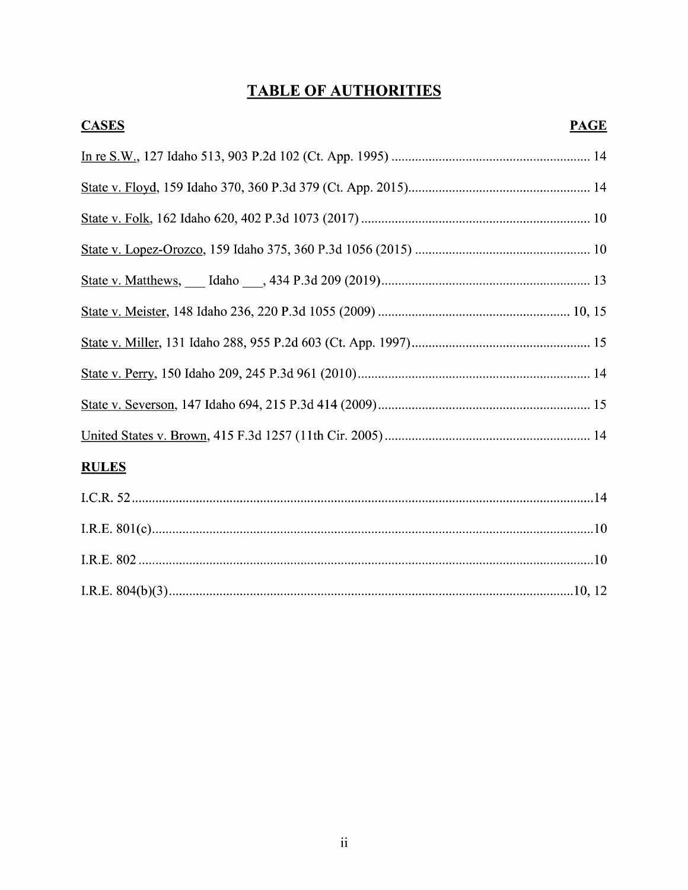# TABLE OF AUTHORITIES

| CASES | PAGE |
|---|---|
| In re S.W., 127 Idaho 513, 903 P.2d 102 (Ct. App. 1995) | 14 |
| State v. Floyd, 159 Idaho 370, 360 P.3d 379 (Ct. App. 2015) | 14 |
| State v. Folk, 162 Idaho 620, 402 P.3d 1073 (2017) | 10 |
| State v. Lopez-Orozco, 159 Idaho 375, 360 P.3d 1056 (2015) | 10 |
| State v. Matthews, ___ Idaho ___, 434 P.3d 209 (2019) | 13 |
| State v. Meister, 148 Idaho 236, 220 P.3d 1055 (2009) | 10, 15 |
| State v. Miller, 131 Idaho 288, 955 P.2d 603 (Ct. App. 1997) | 15 |
| State v. Perry, 150 Idaho 209, 245 P.3d 961 (2010) | 14 |
| State v. Severson, 147 Idaho 694, 215 P.3d 414 (2009) | 15 |
| United States v. Brown, 415 F.3d 1257 (11th Cir. 2005) | 14 |

| RULES | |
|---|---|
| I.C.R. 52 | 14 |
| I.R.E. 801(c) | 10 |
| I.R.E. 802 | 10 |
| I.R.E. 804(b)(3) | 10, 12 |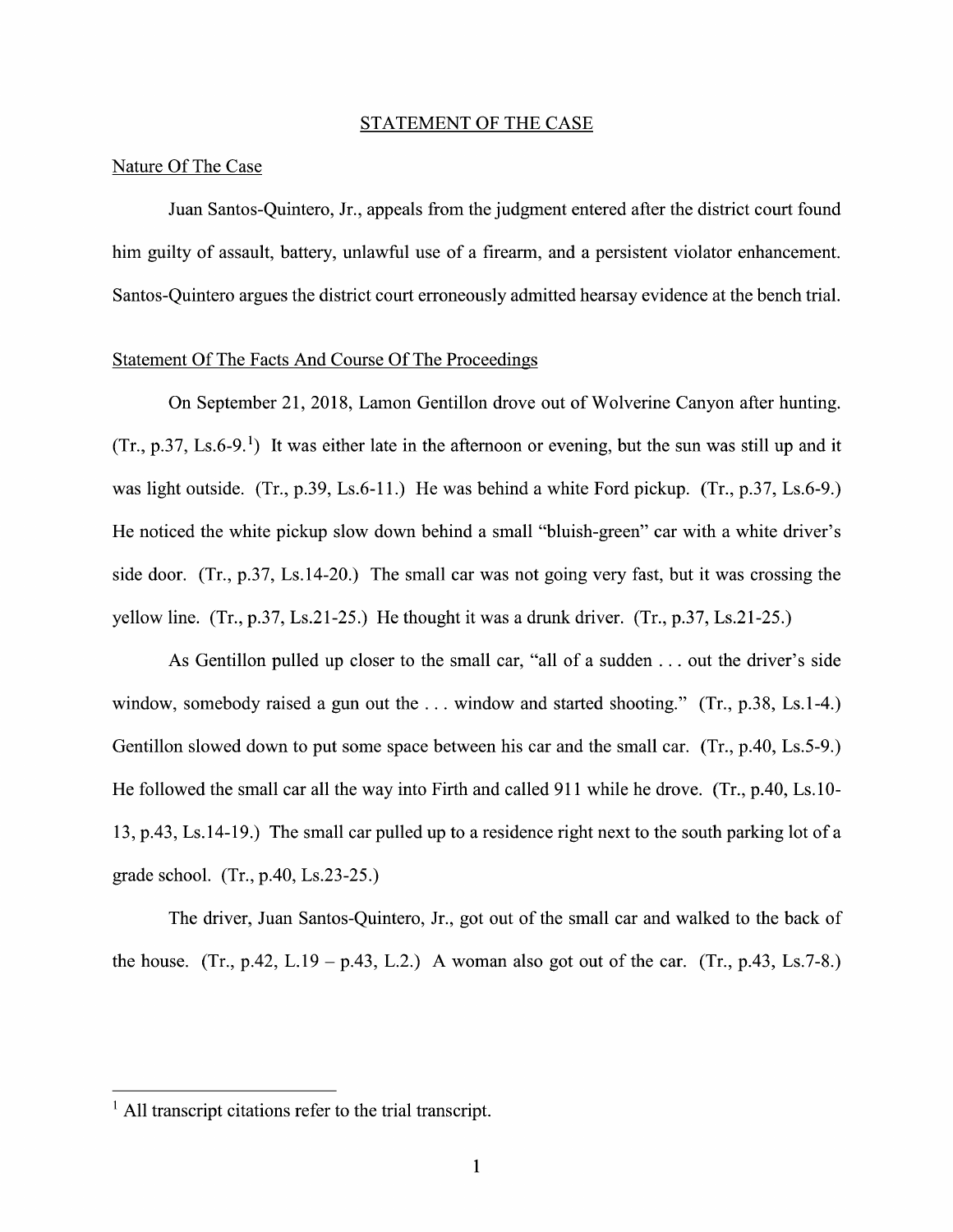## STATEMENT OF THE CASE

### Nature Of The Case

Juan Santos-Quintero, Jr., appeals from the judgment entered after the district court found him guilty of assault, battery, unlawful use of a firearm, and a persistent violator enhancement. Santos-Quintero argues the district court erroneously admitted hearsay evidence at the bench trial.

### Statement Of The Facts And Course Of The Proceedings

On September 21, 2018, Lamon Gentillon drove out of Wolverine Canyon after hunting. (Tr., p.37, Ls.6-9.[1]) It was either late in the afternoon or evening, but the sun was still up and it was light outside. (Tr., p.39, Ls.6-11.) He was behind a white Ford pickup. (Tr., p.37, Ls.6-9.) He noticed the white pickup slow down behind a small "bluish-green" car with a white driver's side door. (Tr., p.37, Ls.14-20.) The small car was not going very fast, but it was crossing the yellow line. (Tr., p.37, Ls.21-25.) He thought it was a drunk driver. (Tr., p.37, Ls.21-25.)

As Gentillon pulled up closer to the small car, "all of a sudden . . . out the driver's side window, somebody raised a gun out the . . . window and started shooting." (Tr., p.38, Ls.1-4.) Gentillon slowed down to put some space between his car and the small car. (Tr., p.40, Ls.5-9.) He followed the small car all the way into Firth and called 911 while he drove. (Tr., p.40, Ls.10-13, p.43, Ls.14-19.) The small car pulled up to a residence right next to the south parking lot of a grade school. (Tr., p.40, Ls.23-25.)

The driver, Juan Santos-Quintero, Jr., got out of the small car and walked to the back of the house. (Tr., p.42, L.19 – p.43, L.2.) A woman also got out of the car. (Tr., p.43, Ls.7-8.)

[1] All transcript citations refer to the trial transcript.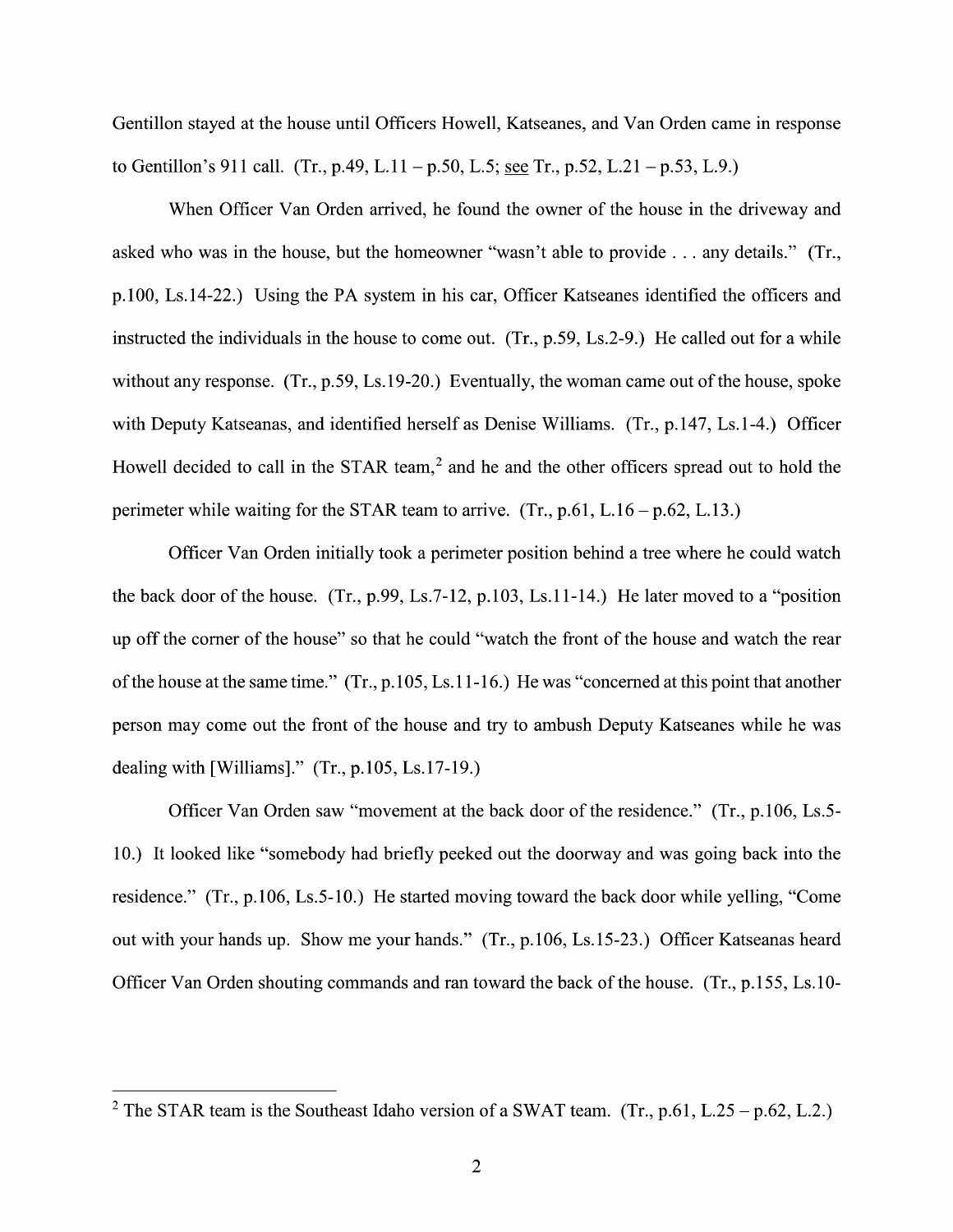Gentillon stayed at the house until Officers Howell, Katseanes, and Van Orden came in response to Gentillon's 911 call. (Tr., p.49, L.11 – p.50, L.5; see Tr., p.52, L.21 – p.53, L.9.)

When Officer Van Orden arrived, he found the owner of the house in the driveway and asked who was in the house, but the homeowner "wasn't able to provide . . . any details." (Tr., p.100, Ls.14-22.) Using the PA system in his car, Officer Katseanes identified the officers and instructed the individuals in the house to come out. (Tr., p.59, Ls.2-9.) He called out for a while without any response. (Tr., p.59, Ls.19-20.) Eventually, the woman came out of the house, spoke with Deputy Katseanas, and identified herself as Denise Williams. (Tr., p.147, Ls.1-4.) Officer Howell decided to call in the STAR team,[2] and he and the other officers spread out to hold the perimeter while waiting for the STAR team to arrive. (Tr., p.61, L.16 – p.62, L.13.)

Officer Van Orden initially took a perimeter position behind a tree where he could watch the back door of the house. (Tr., p.99, Ls.7-12, p.103, Ls.11-14.) He later moved to a "position up off the corner of the house" so that he could "watch the front of the house and watch the rear of the house at the same time." (Tr., p.105, Ls.11-16.) He was "concerned at this point that another person may come out the front of the house and try to ambush Deputy Katseanes while he was dealing with [Williams]." (Tr., p.105, Ls.17-19.)

Officer Van Orden saw "movement at the back door of the residence." (Tr., p.106, Ls.5-10.) It looked like "somebody had briefly peeked out the doorway and was going back into the residence." (Tr., p.106, Ls.5-10.) He started moving toward the back door while yelling, "Come out with your hands up. Show me your hands." (Tr., p.106, Ls.15-23.) Officer Katseanas heard Officer Van Orden shouting commands and ran toward the back of the house. (Tr., p.155, Ls.10-

---

[2] The STAR team is the Southeast Idaho version of a SWAT team. (Tr., p.61, L.25 – p.62, L.2.)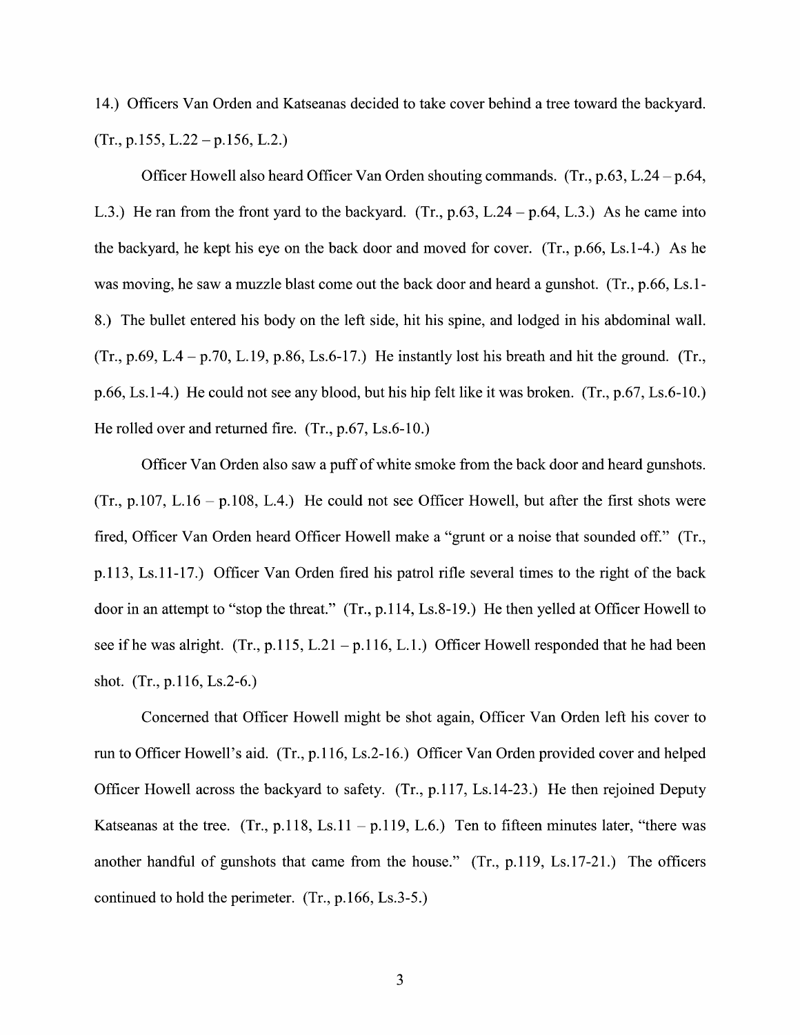14.) Officers Van Orden and Katseanas decided to take cover behind a tree toward the backyard. (Tr., p.155, L.22 – p.156, L.2.)

Officer Howell also heard Officer Van Orden shouting commands. (Tr., p.63, L.24 – p.64, L.3.) He ran from the front yard to the backyard. (Tr., p.63, L.24 – p.64, L.3.) As he came into the backyard, he kept his eye on the back door and moved for cover. (Tr., p.66, Ls.1-4.) As he was moving, he saw a muzzle blast come out the back door and heard a gunshot. (Tr., p.66, Ls.1-8.) The bullet entered his body on the left side, hit his spine, and lodged in his abdominal wall. (Tr., p.69, L.4 – p.70, L.19, p.86, Ls.6-17.) He instantly lost his breath and hit the ground. (Tr., p.66, Ls.1-4.) He could not see any blood, but his hip felt like it was broken. (Tr., p.67, Ls.6-10.) He rolled over and returned fire. (Tr., p.67, Ls.6-10.)

Officer Van Orden also saw a puff of white smoke from the back door and heard gunshots. (Tr., p.107, L.16 – p.108, L.4.) He could not see Officer Howell, but after the first shots were fired, Officer Van Orden heard Officer Howell make a "grunt or a noise that sounded off." (Tr., p.113, Ls.11-17.) Officer Van Orden fired his patrol rifle several times to the right of the back door in an attempt to "stop the threat." (Tr., p.114, Ls.8-19.) He then yelled at Officer Howell to see if he was alright. (Tr., p.115, L.21 – p.116, L.1.) Officer Howell responded that he had been shot. (Tr., p.116, Ls.2-6.)

Concerned that Officer Howell might be shot again, Officer Van Orden left his cover to run to Officer Howell's aid. (Tr., p.116, Ls.2-16.) Officer Van Orden provided cover and helped Officer Howell across the backyard to safety. (Tr., p.117, Ls.14-23.) He then rejoined Deputy Katseanas at the tree. (Tr., p.118, Ls.11 – p.119, L.6.) Ten to fifteen minutes later, "there was another handful of gunshots that came from the house." (Tr., p.119, Ls.17-21.) The officers continued to hold the perimeter. (Tr., p.166, Ls.3-5.)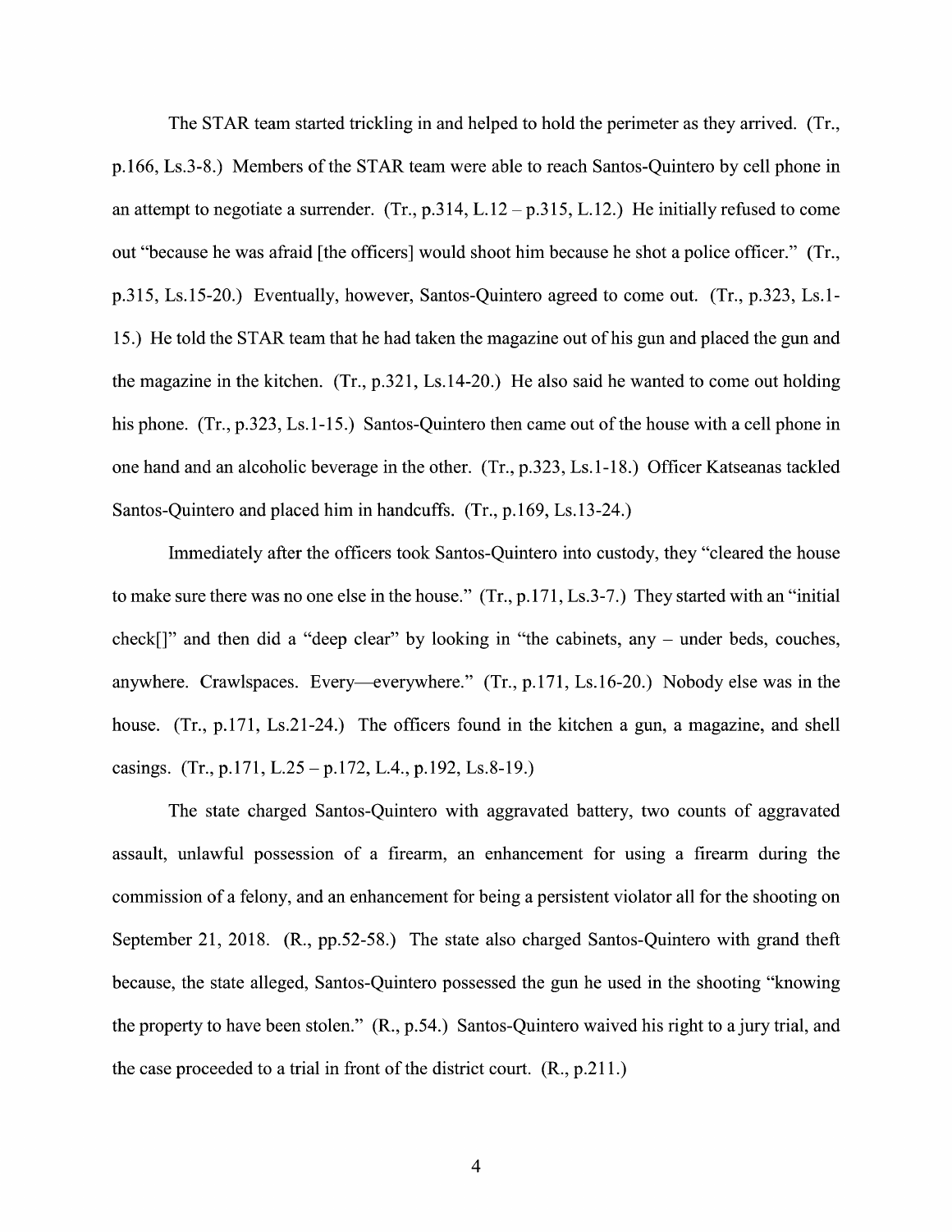The STAR team started trickling in and helped to hold the perimeter as they arrived. (Tr., p.166, Ls.3-8.) Members of the STAR team were able to reach Santos-Quintero by cell phone in an attempt to negotiate a surrender. (Tr., p.314, L.12 – p.315, L.12.) He initially refused to come out "because he was afraid [the officers] would shoot him because he shot a police officer." (Tr., p.315, Ls.15-20.) Eventually, however, Santos-Quintero agreed to come out. (Tr., p.323, Ls.1-15.) He told the STAR team that he had taken the magazine out of his gun and placed the gun and the magazine in the kitchen. (Tr., p.321, Ls.14-20.) He also said he wanted to come out holding his phone. (Tr., p.323, Ls.1-15.) Santos-Quintero then came out of the house with a cell phone in one hand and an alcoholic beverage in the other. (Tr., p.323, Ls.1-18.) Officer Katseanas tackled Santos-Quintero and placed him in handcuffs. (Tr., p.169, Ls.13-24.)

Immediately after the officers took Santos-Quintero into custody, they "cleared the house to make sure there was no one else in the house." (Tr., p.171, Ls.3-7.) They started with an "initial check[]" and then did a "deep clear" by looking in "the cabinets, any – under beds, couches, anywhere. Crawlspaces. Every—everywhere." (Tr., p.171, Ls.16-20.) Nobody else was in the house. (Tr., p.171, Ls.21-24.) The officers found in the kitchen a gun, a magazine, and shell casings. (Tr., p.171, L.25 – p.172, L.4., p.192, Ls.8-19.)

The state charged Santos-Quintero with aggravated battery, two counts of aggravated assault, unlawful possession of a firearm, an enhancement for using a firearm during the commission of a felony, and an enhancement for being a persistent violator all for the shooting on September 21, 2018. (R., pp.52-58.) The state also charged Santos-Quintero with grand theft because, the state alleged, Santos-Quintero possessed the gun he used in the shooting "knowing the property to have been stolen." (R., p.54.) Santos-Quintero waived his right to a jury trial, and the case proceeded to a trial in front of the district court. (R., p.211.)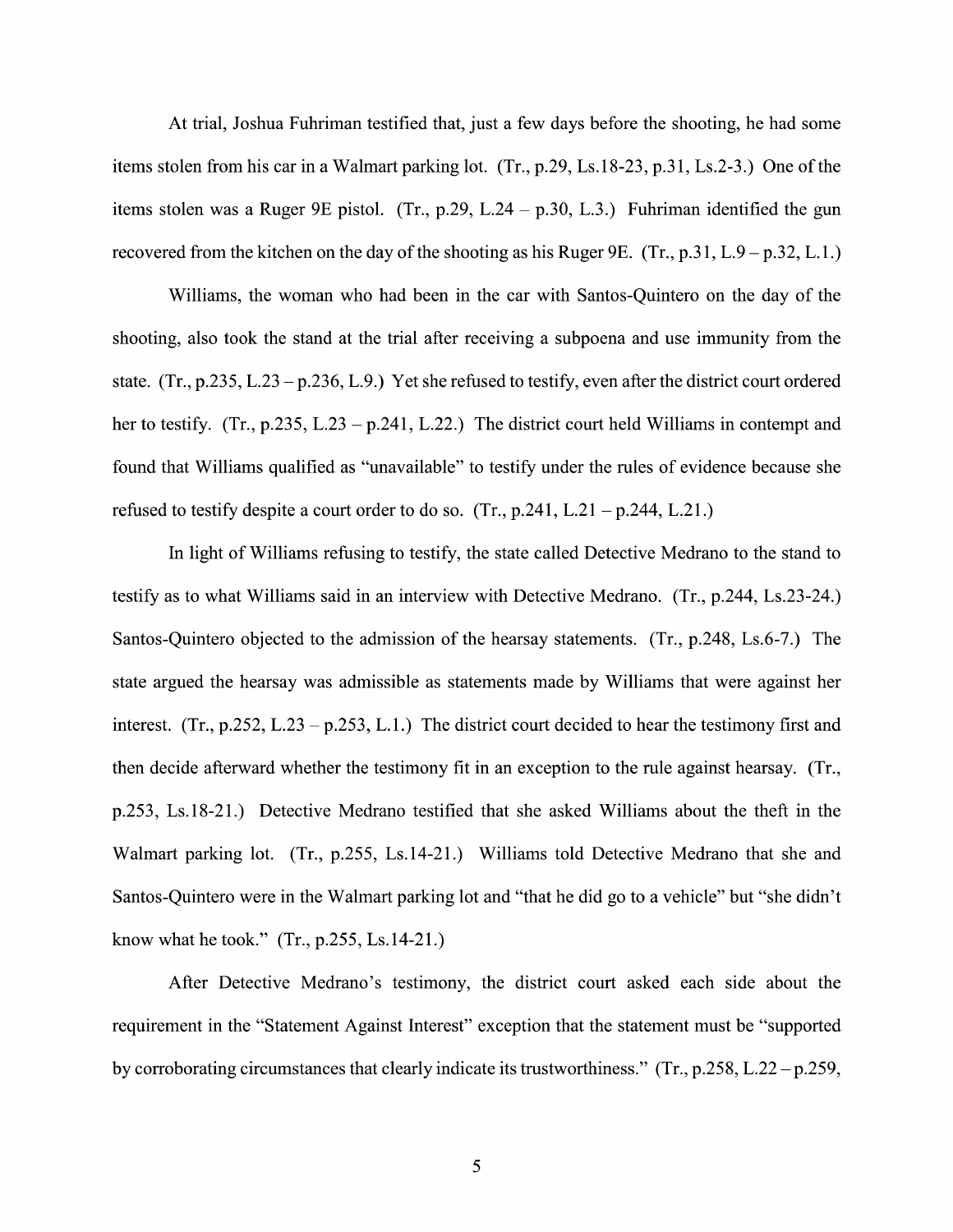At trial, Joshua Fuhriman testified that, just a few days before the shooting, he had some items stolen from his car in a Walmart parking lot. (Tr., p.29, Ls.18-23, p.31, Ls.2-3.) One of the items stolen was a Ruger 9E pistol. (Tr., p.29, L.24 – p.30, L.3.) Fuhriman identified the gun recovered from the kitchen on the day of the shooting as his Ruger 9E. (Tr., p.31, L.9 – p.32, L.1.)

Williams, the woman who had been in the car with Santos-Quintero on the day of the shooting, also took the stand at the trial after receiving a subpoena and use immunity from the state. (Tr., p.235, L.23 – p.236, L.9.) Yet she refused to testify, even after the district court ordered her to testify. (Tr., p.235, L.23 – p.241, L.22.) The district court held Williams in contempt and found that Williams qualified as "unavailable" to testify under the rules of evidence because she refused to testify despite a court order to do so. (Tr., p.241, L.21 – p.244, L.21.)

In light of Williams refusing to testify, the state called Detective Medrano to the stand to testify as to what Williams said in an interview with Detective Medrano. (Tr., p.244, Ls.23-24.) Santos-Quintero objected to the admission of the hearsay statements. (Tr., p.248, Ls.6-7.) The state argued the hearsay was admissible as statements made by Williams that were against her interest. (Tr., p.252, L.23 – p.253, L.1.) The district court decided to hear the testimony first and then decide afterward whether the testimony fit in an exception to the rule against hearsay. (Tr., p.253, Ls.18-21.) Detective Medrano testified that she asked Williams about the theft in the Walmart parking lot. (Tr., p.255, Ls.14-21.) Williams told Detective Medrano that she and Santos-Quintero were in the Walmart parking lot and "that he did go to a vehicle" but "she didn't know what he took." (Tr., p.255, Ls.14-21.)

After Detective Medrano's testimony, the district court asked each side about the requirement in the "Statement Against Interest" exception that the statement must be "supported by corroborating circumstances that clearly indicate its trustworthiness." (Tr., p.258, L.22 – p.259,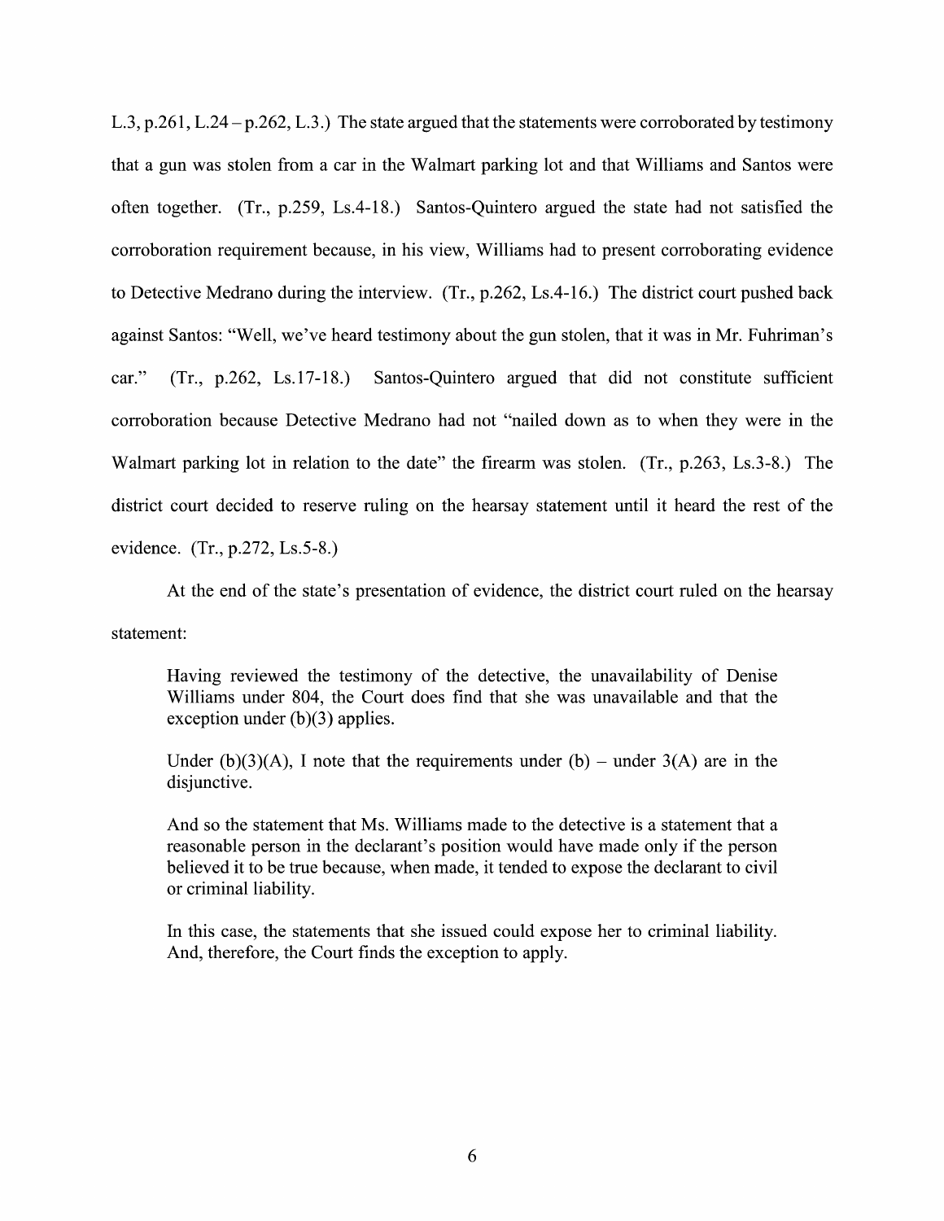L.3, p.261, L.24 – p.262, L.3.) The state argued that the statements were corroborated by testimony that a gun was stolen from a car in the Walmart parking lot and that Williams and Santos were often together. (Tr., p.259, Ls.4-18.) Santos-Quintero argued the state had not satisfied the corroboration requirement because, in his view, Williams had to present corroborating evidence to Detective Medrano during the interview. (Tr., p.262, Ls.4-16.) The district court pushed back against Santos: "Well, we've heard testimony about the gun stolen, that it was in Mr. Fuhriman's car." (Tr., p.262, Ls.17-18.) Santos-Quintero argued that did not constitute sufficient corroboration because Detective Medrano had not "nailed down as to when they were in the Walmart parking lot in relation to the date" the firearm was stolen. (Tr., p.263, Ls.3-8.) The district court decided to reserve ruling on the hearsay statement until it heard the rest of the evidence. (Tr., p.272, Ls.5-8.)

At the end of the state's presentation of evidence, the district court ruled on the hearsay statement:

> Having reviewed the testimony of the detective, the unavailability of Denise Williams under 804, the Court does find that she was unavailable and that the exception under (b)(3) applies.
>
> Under (b)(3)(A), I note that the requirements under (b) – under 3(A) are in the disjunctive.
>
> And so the statement that Ms. Williams made to the detective is a statement that a reasonable person in the declarant's position would have made only if the person believed it to be true because, when made, it tended to expose the declarant to civil or criminal liability.
>
> In this case, the statements that she issued could expose her to criminal liability. And, therefore, the Court finds the exception to apply.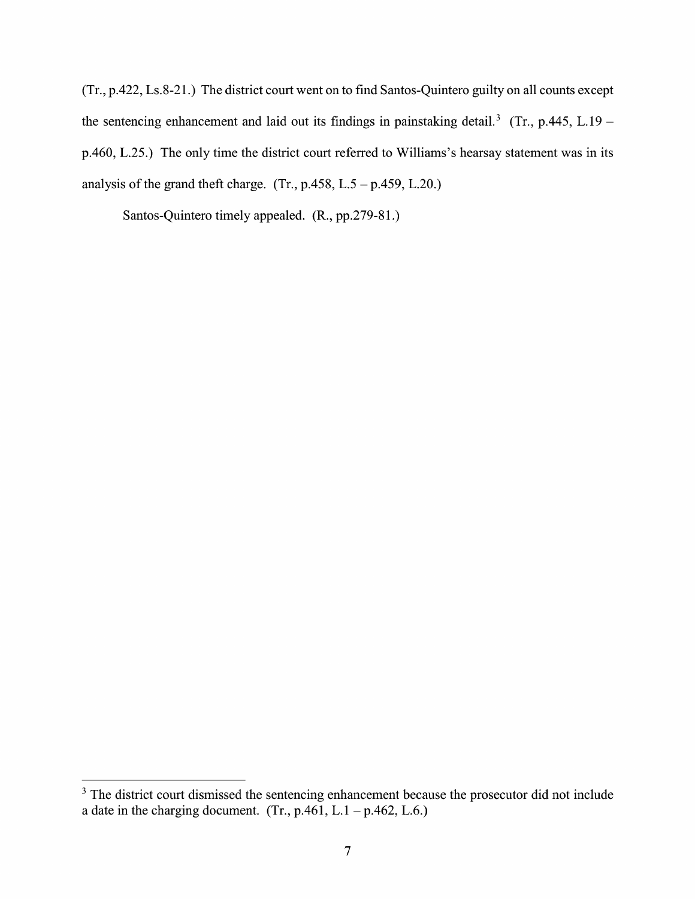(Tr., p.422, Ls.8-21.) The district court went on to find Santos-Quintero guilty on all counts except the sentencing enhancement and laid out its findings in painstaking detail.[3] (Tr., p.445, L.19 – p.460, L.25.) The only time the district court referred to Williams's hearsay statement was in its analysis of the grand theft charge. (Tr., p.458, L.5 – p.459, L.20.)

Santos-Quintero timely appealed. (R., pp.279-81.)

---

[3] The district court dismissed the sentencing enhancement because the prosecutor did not include a date in the charging document. (Tr., p.461, L.1 – p.462, L.6.)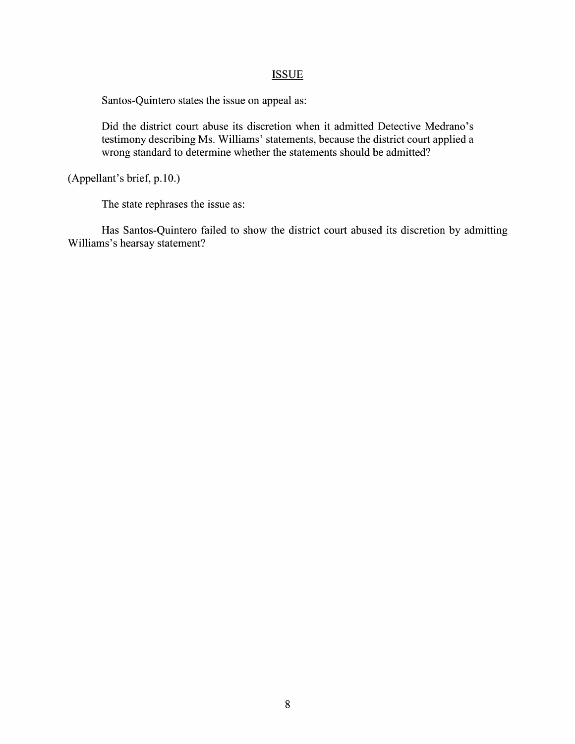## ISSUE

Santos-Quintero states the issue on appeal as:

> Did the district court abuse its discretion when it admitted Detective Medrano's testimony describing Ms. Williams' statements, because the district court applied a wrong standard to determine whether the statements should be admitted?

(Appellant's brief, p.10.)

The state rephrases the issue as:

Has Santos-Quintero failed to show the district court abused its discretion by admitting Williams's hearsay statement?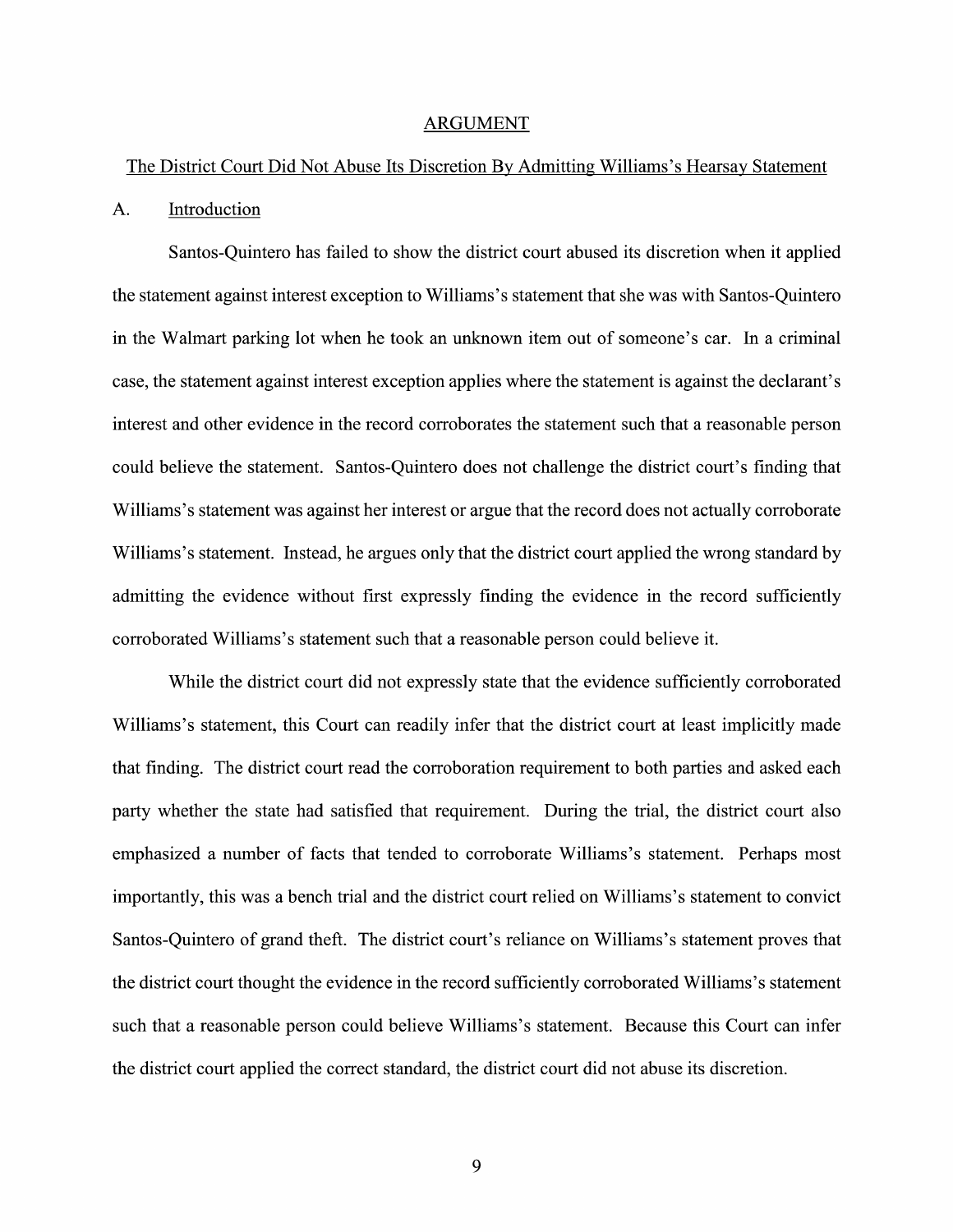# ARGUMENT

## The District Court Did Not Abuse Its Discretion By Admitting Williams's Hearsay Statement

### A. Introduction

Santos-Quintero has failed to show the district court abused its discretion when it applied the statement against interest exception to Williams's statement that she was with Santos-Quintero in the Walmart parking lot when he took an unknown item out of someone's car. In a criminal case, the statement against interest exception applies where the statement is against the declarant's interest and other evidence in the record corroborates the statement such that a reasonable person could believe the statement. Santos-Quintero does not challenge the district court's finding that Williams's statement was against her interest or argue that the record does not actually corroborate Williams's statement. Instead, he argues only that the district court applied the wrong standard by admitting the evidence without first expressly finding the evidence in the record sufficiently corroborated Williams's statement such that a reasonable person could believe it.

While the district court did not expressly state that the evidence sufficiently corroborated Williams's statement, this Court can readily infer that the district court at least implicitly made that finding. The district court read the corroboration requirement to both parties and asked each party whether the state had satisfied that requirement. During the trial, the district court also emphasized a number of facts that tended to corroborate Williams's statement. Perhaps most importantly, this was a bench trial and the district court relied on Williams's statement to convict Santos-Quintero of grand theft. The district court's reliance on Williams's statement proves that the district court thought the evidence in the record sufficiently corroborated Williams's statement such that a reasonable person could believe Williams's statement. Because this Court can infer the district court applied the correct standard, the district court did not abuse its discretion.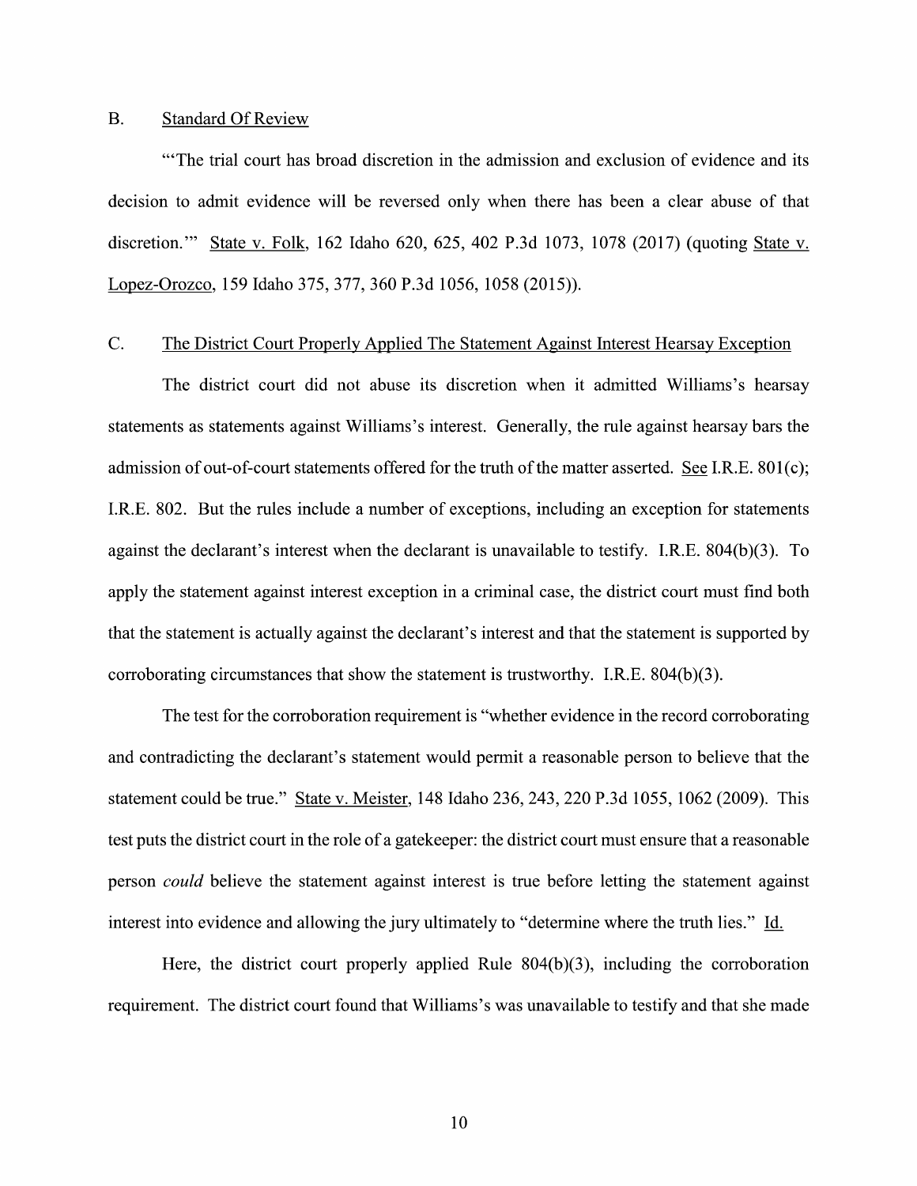## B. Standard Of Review

"'The trial court has broad discretion in the admission and exclusion of evidence and its decision to admit evidence will be reversed only when there has been a clear abuse of that discretion.'" State v. Folk, 162 Idaho 620, 625, 402 P.3d 1073, 1078 (2017) (quoting State v. Lopez-Orozco, 159 Idaho 375, 377, 360 P.3d 1056, 1058 (2015)).

## C. The District Court Properly Applied The Statement Against Interest Hearsay Exception

The district court did not abuse its discretion when it admitted Williams's hearsay statements as statements against Williams's interest. Generally, the rule against hearsay bars the admission of out-of-court statements offered for the truth of the matter asserted. See I.R.E. 801(c); I.R.E. 802. But the rules include a number of exceptions, including an exception for statements against the declarant's interest when the declarant is unavailable to testify. I.R.E. 804(b)(3). To apply the statement against interest exception in a criminal case, the district court must find both that the statement is actually against the declarant's interest and that the statement is supported by corroborating circumstances that show the statement is trustworthy. I.R.E. 804(b)(3).

The test for the corroboration requirement is "whether evidence in the record corroborating and contradicting the declarant's statement would permit a reasonable person to believe that the statement could be true." State v. Meister, 148 Idaho 236, 243, 220 P.3d 1055, 1062 (2009). This test puts the district court in the role of a gatekeeper: the district court must ensure that a reasonable person *could* believe the statement against interest is true before letting the statement against interest into evidence and allowing the jury ultimately to "determine where the truth lies." Id.

Here, the district court properly applied Rule 804(b)(3), including the corroboration requirement. The district court found that Williams's was unavailable to testify and that she made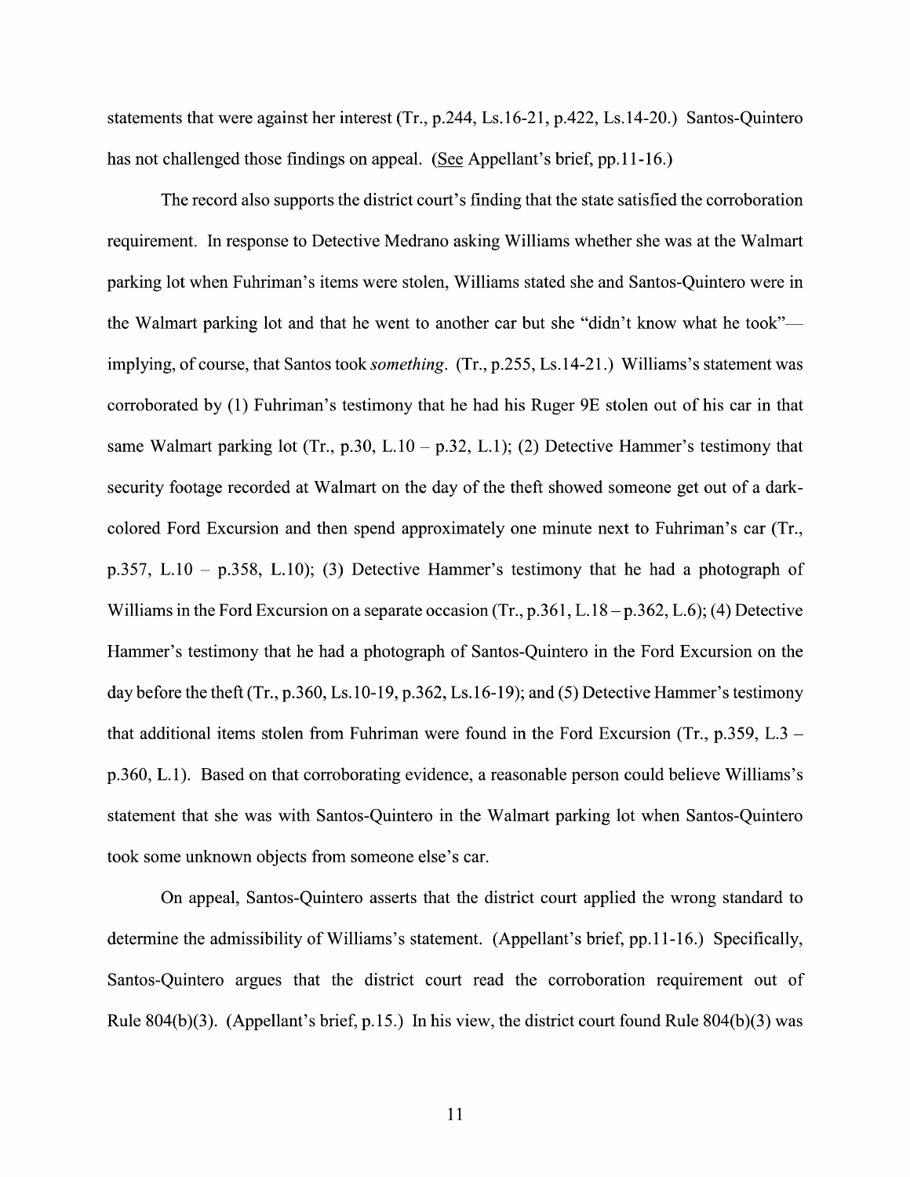statements that were against her interest (Tr., p.244, Ls.16-21, p.422, Ls.14-20.) Santos-Quintero has not challenged those findings on appeal. (See Appellant's brief, pp.11-16.)

The record also supports the district court's finding that the state satisfied the corroboration requirement. In response to Detective Medrano asking Williams whether she was at the Walmart parking lot when Fuhriman's items were stolen, Williams stated she and Santos-Quintero were in the Walmart parking lot and that he went to another car but she "didn't know what he took"—implying, of course, that Santos took *something*. (Tr., p.255, Ls.14-21.) Williams's statement was corroborated by (1) Fuhriman's testimony that he had his Ruger 9E stolen out of his car in that same Walmart parking lot (Tr., p.30, L.10 – p.32, L.1); (2) Detective Hammer's testimony that security footage recorded at Walmart on the day of the theft showed someone get out of a dark-colored Ford Excursion and then spend approximately one minute next to Fuhriman's car (Tr., p.357, L.10 – p.358, L.10); (3) Detective Hammer's testimony that he had a photograph of Williams in the Ford Excursion on a separate occasion (Tr., p.361, L.18 – p.362, L.6); (4) Detective Hammer's testimony that he had a photograph of Santos-Quintero in the Ford Excursion on the day before the theft (Tr., p.360, Ls.10-19, p.362, Ls.16-19); and (5) Detective Hammer's testimony that additional items stolen from Fuhriman were found in the Ford Excursion (Tr., p.359, L.3 – p.360, L.1). Based on that corroborating evidence, a reasonable person could believe Williams's statement that she was with Santos-Quintero in the Walmart parking lot when Santos-Quintero took some unknown objects from someone else's car.

On appeal, Santos-Quintero asserts that the district court applied the wrong standard to determine the admissibility of Williams's statement. (Appellant's brief, pp.11-16.) Specifically, Santos-Quintero argues that the district court read the corroboration requirement out of Rule 804(b)(3). (Appellant's brief, p.15.) In his view, the district court found Rule 804(b)(3) was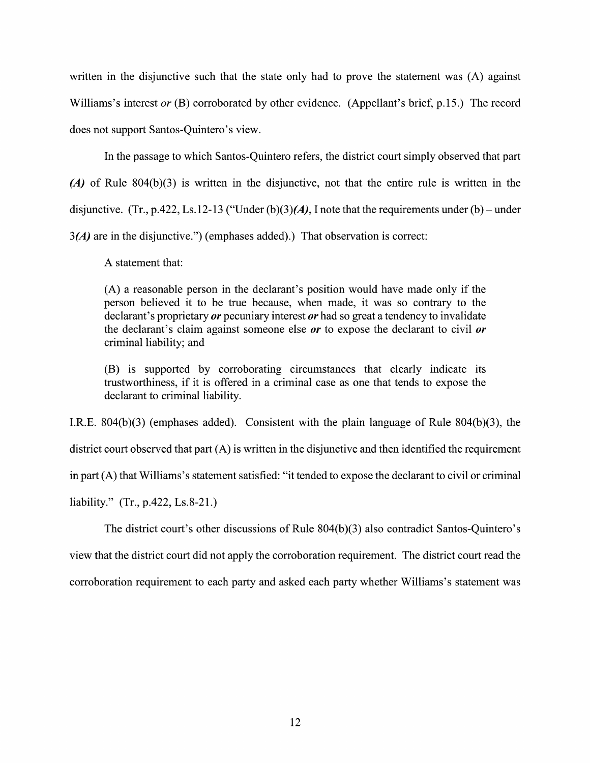written in the disjunctive such that the state only had to prove the statement was (A) against Williams's interest *or* (B) corroborated by other evidence. (Appellant's brief, p.15.) The record does not support Santos-Quintero's view.

In the passage to which Santos-Quintero refers, the district court simply observed that part ***(A)*** of Rule 804(b)(3) is written in the disjunctive, not that the entire rule is written in the disjunctive. (Tr., p.422, Ls.12-13 ("Under (b)(3)***(A)***, I note that the requirements under (b) – under 3***(A)*** are in the disjunctive.") (emphases added).) That observation is correct:

> A statement that:
>
> (A) a reasonable person in the declarant's position would have made only if the person believed it to be true because, when made, it was so contrary to the declarant's proprietary ***or*** pecuniary interest ***or*** had so great a tendency to invalidate the declarant's claim against someone else ***or*** to expose the declarant to civil ***or*** criminal liability; and
>
> (B) is supported by corroborating circumstances that clearly indicate its trustworthiness, if it is offered in a criminal case as one that tends to expose the declarant to criminal liability.

I.R.E. 804(b)(3) (emphases added). Consistent with the plain language of Rule 804(b)(3), the district court observed that part (A) is written in the disjunctive and then identified the requirement in part (A) that Williams's statement satisfied: "it tended to expose the declarant to civil or criminal liability." (Tr., p.422, Ls.8-21.)

The district court's other discussions of Rule 804(b)(3) also contradict Santos-Quintero's view that the district court did not apply the corroboration requirement. The district court read the corroboration requirement to each party and asked each party whether Williams's statement was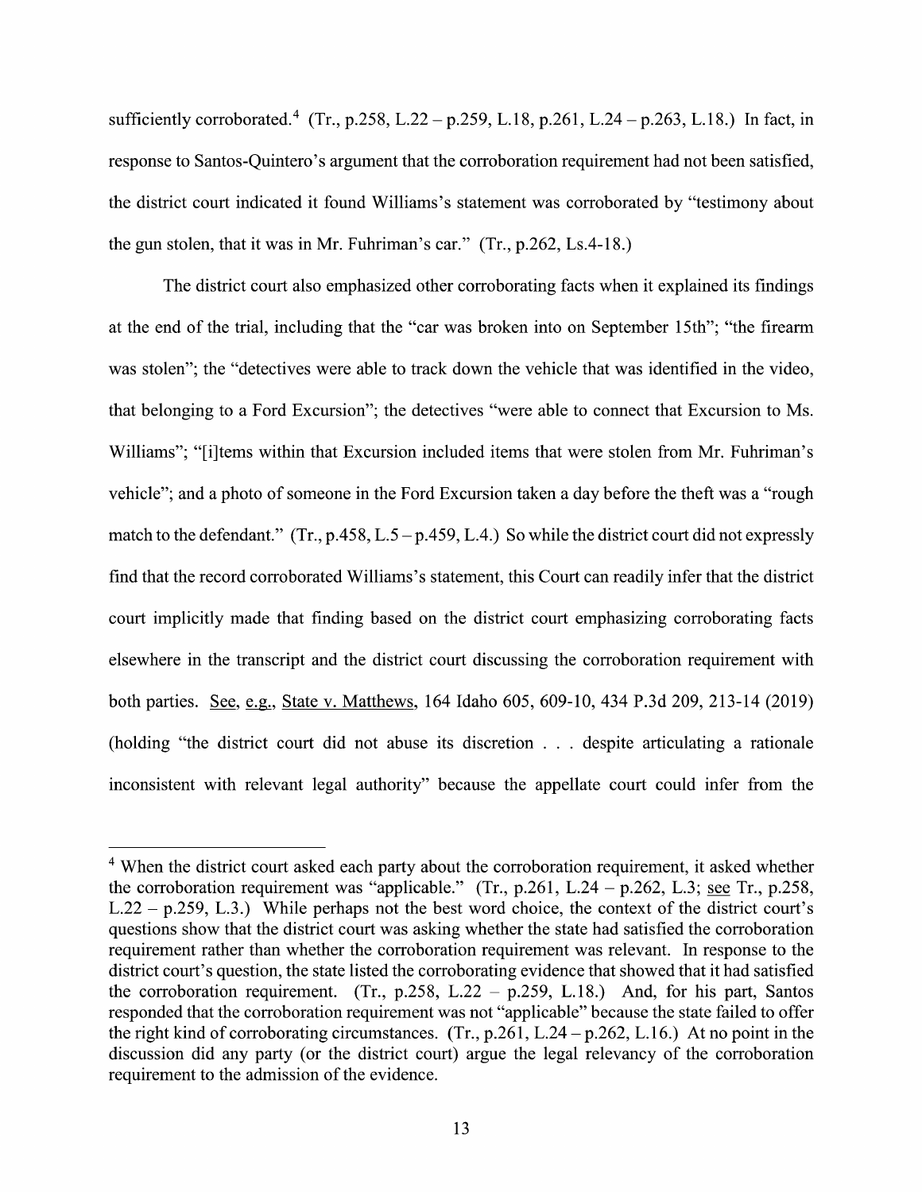sufficiently corroborated.[4] (Tr., p.258, L.22 – p.259, L.18, p.261, L.24 – p.263, L.18.) In fact, in response to Santos-Quintero's argument that the corroboration requirement had not been satisfied, the district court indicated it found Williams's statement was corroborated by "testimony about the gun stolen, that it was in Mr. Fuhriman's car." (Tr., p.262, Ls.4-18.)

The district court also emphasized other corroborating facts when it explained its findings at the end of the trial, including that the "car was broken into on September 15th"; "the firearm was stolen"; the "detectives were able to track down the vehicle that was identified in the video, that belonging to a Ford Excursion"; the detectives "were able to connect that Excursion to Ms. Williams"; "[i]tems within that Excursion included items that were stolen from Mr. Fuhriman's vehicle"; and a photo of someone in the Ford Excursion taken a day before the theft was a "rough match to the defendant." (Tr., p.458, L.5 – p.459, L.4.) So while the district court did not expressly find that the record corroborated Williams's statement, this Court can readily infer that the district court implicitly made that finding based on the district court emphasizing corroborating facts elsewhere in the transcript and the district court discussing the corroboration requirement with both parties. See, e.g., State v. Matthews, 164 Idaho 605, 609-10, 434 P.3d 209, 213-14 (2019) (holding "the district court did not abuse its discretion . . . despite articulating a rationale inconsistent with relevant legal authority" because the appellate court could infer from the

---

[4] When the district court asked each party about the corroboration requirement, it asked whether the corroboration requirement was "applicable." (Tr., p.261, L.24 – p.262, L.3; see Tr., p.258, L.22 – p.259, L.3.) While perhaps not the best word choice, the context of the district court's questions show that the district court was asking whether the state had satisfied the corroboration requirement rather than whether the corroboration requirement was relevant. In response to the district court's question, the state listed the corroborating evidence that showed that it had satisfied the corroboration requirement. (Tr., p.258, L.22 – p.259, L.18.) And, for his part, Santos responded that the corroboration requirement was not "applicable" because the state failed to offer the right kind of corroborating circumstances. (Tr., p.261, L.24 – p.262, L.16.) At no point in the discussion did any party (or the district court) argue the legal relevancy of the corroboration requirement to the admission of the evidence.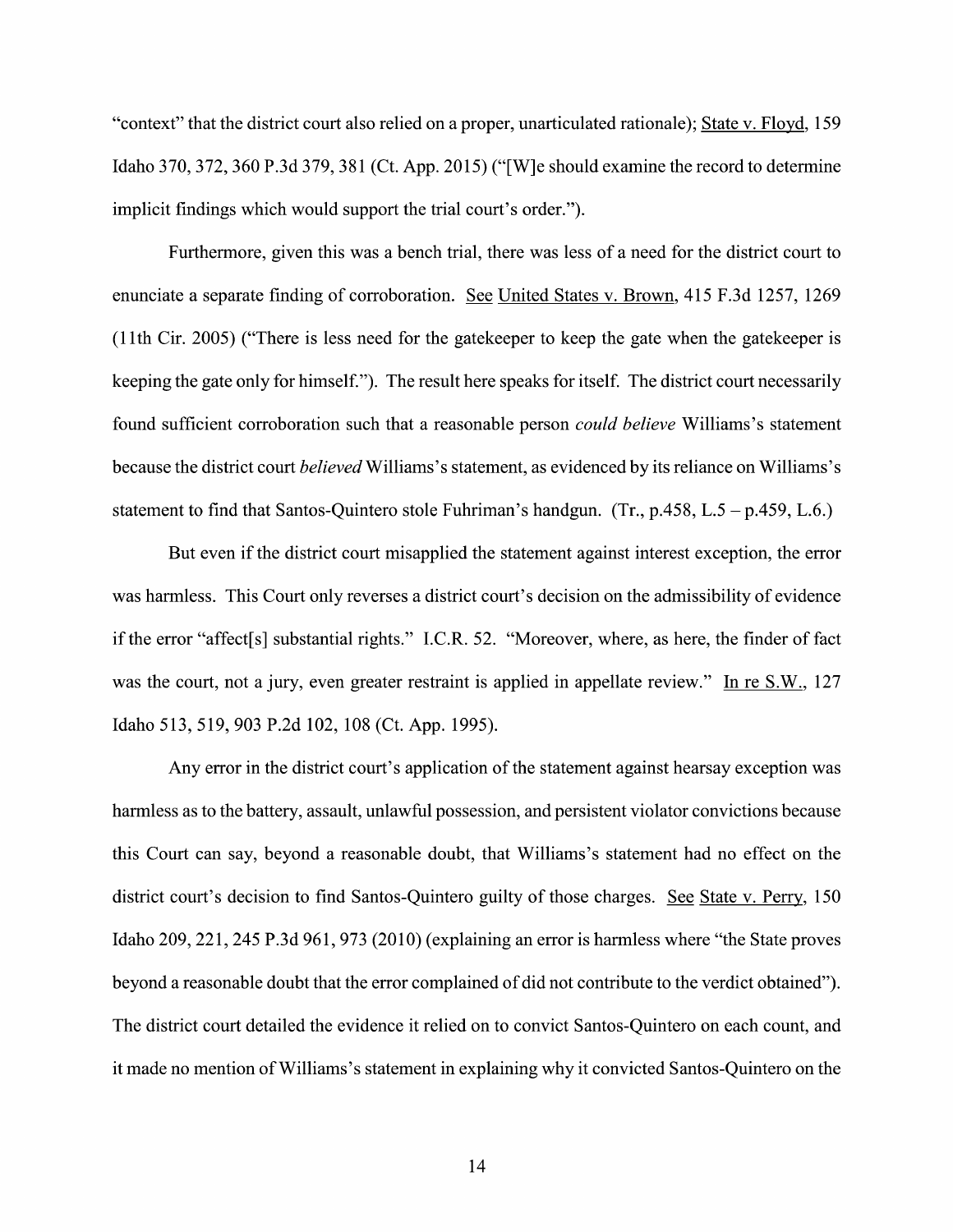"context" that the district court also relied on a proper, unarticulated rationale); State v. Floyd, 159 Idaho 370, 372, 360 P.3d 379, 381 (Ct. App. 2015) ("[W]e should examine the record to determine implicit findings which would support the trial court's order.").

Furthermore, given this was a bench trial, there was less of a need for the district court to enunciate a separate finding of corroboration. See United States v. Brown, 415 F.3d 1257, 1269 (11th Cir. 2005) ("There is less need for the gatekeeper to keep the gate when the gatekeeper is keeping the gate only for himself."). The result here speaks for itself. The district court necessarily found sufficient corroboration such that a reasonable person *could believe* Williams's statement because the district court *believed* Williams's statement, as evidenced by its reliance on Williams's statement to find that Santos-Quintero stole Fuhriman's handgun. (Tr., p.458, L.5 – p.459, L.6.)

But even if the district court misapplied the statement against interest exception, the error was harmless. This Court only reverses a district court's decision on the admissibility of evidence if the error "affect[s] substantial rights." I.C.R. 52. "Moreover, where, as here, the finder of fact was the court, not a jury, even greater restraint is applied in appellate review." In re S.W., 127 Idaho 513, 519, 903 P.2d 102, 108 (Ct. App. 1995).

Any error in the district court's application of the statement against hearsay exception was harmless as to the battery, assault, unlawful possession, and persistent violator convictions because this Court can say, beyond a reasonable doubt, that Williams's statement had no effect on the district court's decision to find Santos-Quintero guilty of those charges. See State v. Perry, 150 Idaho 209, 221, 245 P.3d 961, 973 (2010) (explaining an error is harmless where "the State proves beyond a reasonable doubt that the error complained of did not contribute to the verdict obtained"). The district court detailed the evidence it relied on to convict Santos-Quintero on each count, and it made no mention of Williams's statement in explaining why it convicted Santos-Quintero on the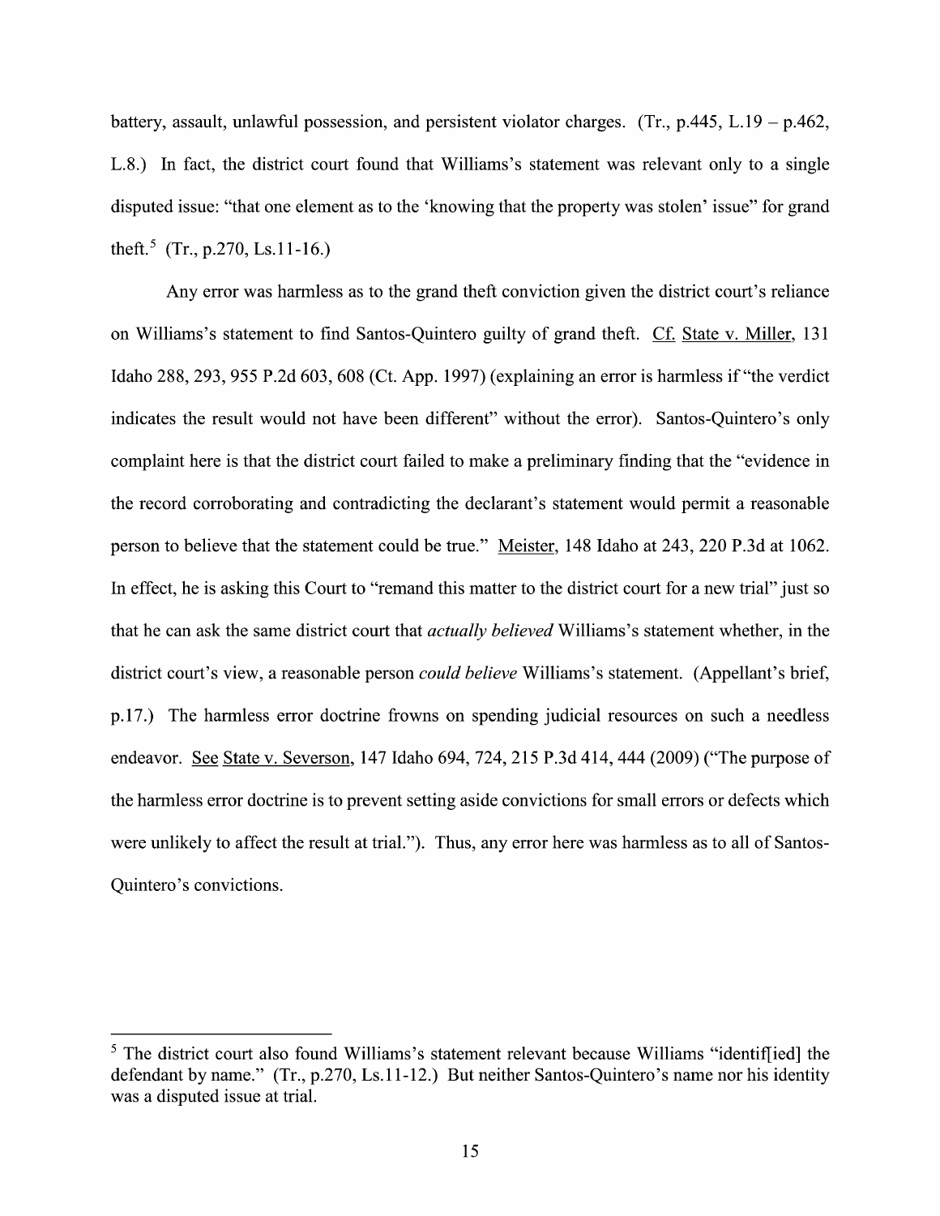battery, assault, unlawful possession, and persistent violator charges. (Tr., p.445, L.19 – p.462, L.8.) In fact, the district court found that Williams's statement was relevant only to a single disputed issue: "that one element as to the 'knowing that the property was stolen' issue" for grand theft.[5] (Tr., p.270, Ls.11-16.)

Any error was harmless as to the grand theft conviction given the district court's reliance on Williams's statement to find Santos-Quintero guilty of grand theft. Cf. State v. Miller, 131 Idaho 288, 293, 955 P.2d 603, 608 (Ct. App. 1997) (explaining an error is harmless if "the verdict indicates the result would not have been different" without the error). Santos-Quintero's only complaint here is that the district court failed to make a preliminary finding that the "evidence in the record corroborating and contradicting the declarant's statement would permit a reasonable person to believe that the statement could be true." Meister, 148 Idaho at 243, 220 P.3d at 1062. In effect, he is asking this Court to "remand this matter to the district court for a new trial" just so that he can ask the same district court that *actually believed* Williams's statement whether, in the district court's view, a reasonable person *could believe* Williams's statement. (Appellant's brief, p.17.) The harmless error doctrine frowns on spending judicial resources on such a needless endeavor. See State v. Severson, 147 Idaho 694, 724, 215 P.3d 414, 444 (2009) ("The purpose of the harmless error doctrine is to prevent setting aside convictions for small errors or defects which were unlikely to affect the result at trial."). Thus, any error here was harmless as to all of Santos-Quintero's convictions.

---

[5] The district court also found Williams's statement relevant because Williams "identif[ied] the defendant by name." (Tr., p.270, Ls.11-12.) But neither Santos-Quintero's name nor his identity was a disputed issue at trial.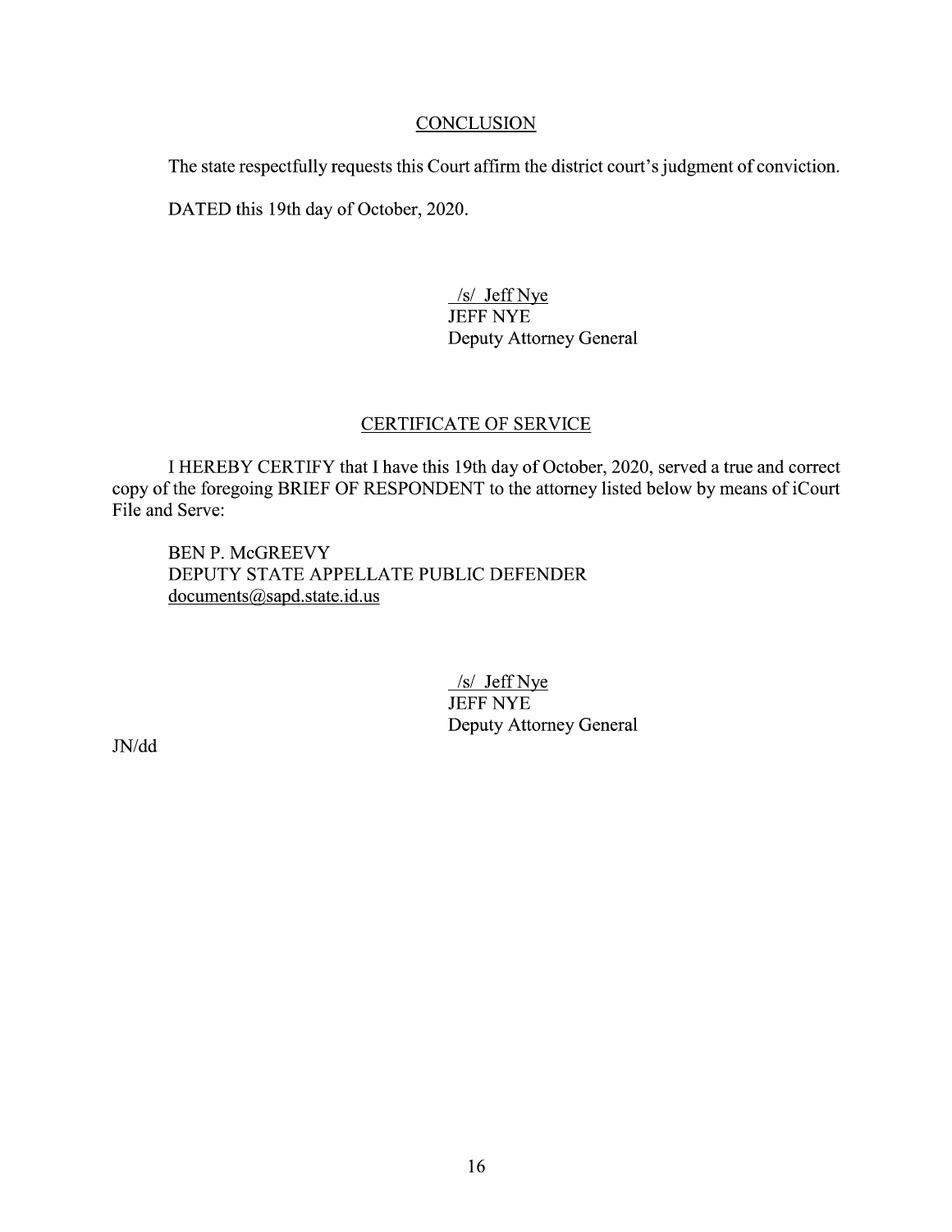## CONCLUSION

The state respectfully requests this Court affirm the district court's judgment of conviction.

DATED this 19th day of October, 2020.

/s/ Jeff Nye
JEFF NYE
Deputy Attorney General

## CERTIFICATE OF SERVICE

I HEREBY CERTIFY that I have this 19th day of October, 2020, served a true and correct copy of the foregoing BRIEF OF RESPONDENT to the attorney listed below by means of iCourt File and Serve:

BEN P. McGREEVY
DEPUTY STATE APPELLATE PUBLIC DEFENDER
documents@sapd.state.id.us

/s/ Jeff Nye
JEFF NYE
Deputy Attorney General

JN/dd